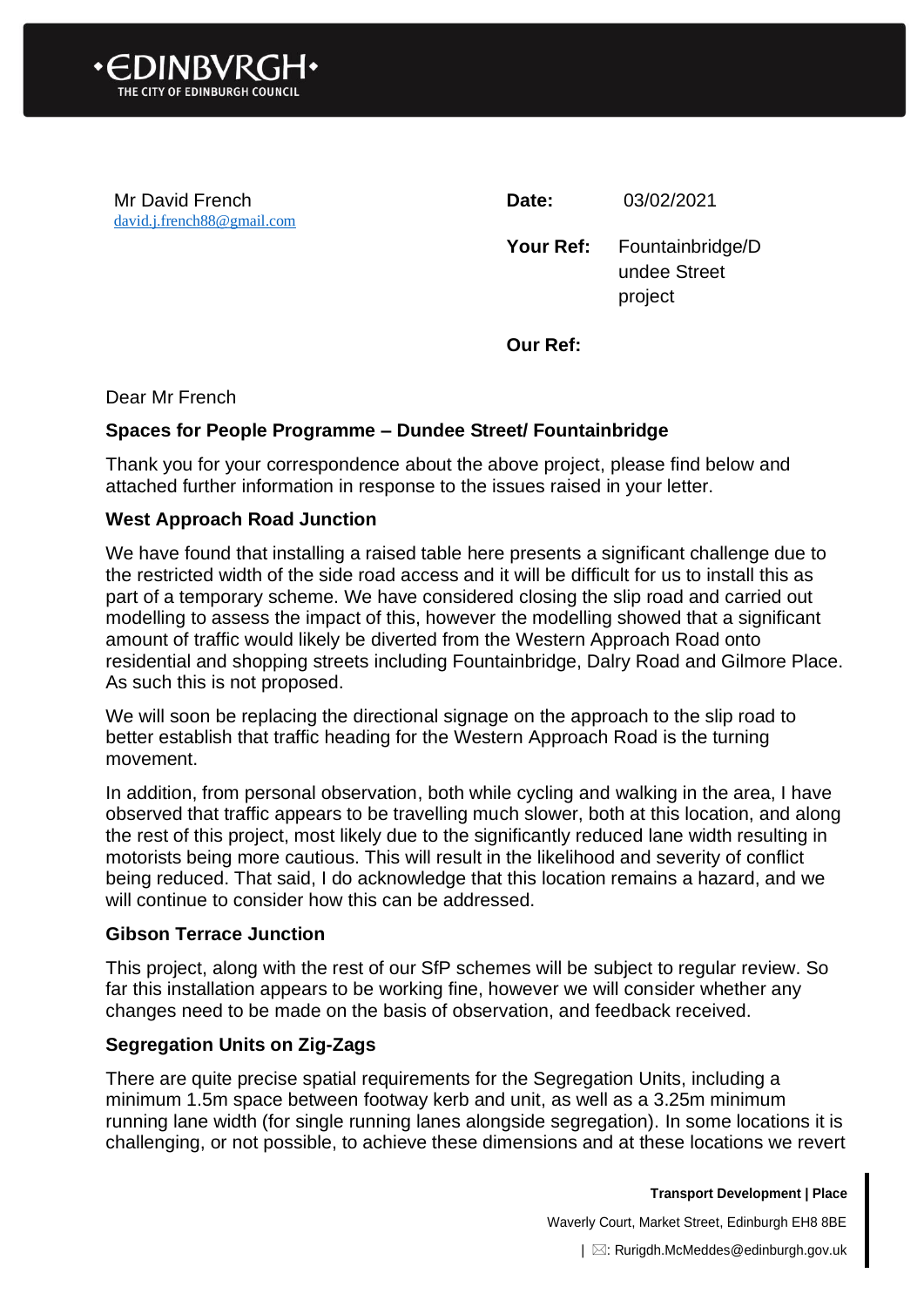**•EDINBVRGH•**
THE CITY OF EDINBURGH COUNCIL

Mr David French
david.j.french88@gmail.com

**Date:** 03/02/2021

**Your Ref:** Fountainbridge/Dundee Street project

**Our Ref:**

Dear Mr French

**Spaces for People Programme – Dundee Street/ Fountainbridge**

Thank you for your correspondence about the above project, please find below and attached further information in response to the issues raised in your letter.

**West Approach Road Junction**

We have found that installing a raised table here presents a significant challenge due to the restricted width of the side road access and it will be difficult for us to install this as part of a temporary scheme. We have considered closing the slip road and carried out modelling to assess the impact of this, however the modelling showed that a significant amount of traffic would likely be diverted from the Western Approach Road onto residential and shopping streets including Fountainbridge, Dalry Road and Gilmore Place. As such this is not proposed.

We will soon be replacing the directional signage on the approach to the slip road to better establish that traffic heading for the Western Approach Road is the turning movement.

In addition, from personal observation, both while cycling and walking in the area, I have observed that traffic appears to be travelling much slower, both at this location, and along the rest of this project, most likely due to the significantly reduced lane width resulting in motorists being more cautious. This will result in the likelihood and severity of conflict being reduced. That said, I do acknowledge that this location remains a hazard, and we will continue to consider how this can be addressed.

**Gibson Terrace Junction**

This project, along with the rest of our SfP schemes will be subject to regular review. So far this installation appears to be working fine, however we will consider whether any changes need to be made on the basis of observation, and feedback received.

**Segregation Units on Zig-Zags**

There are quite precise spatial requirements for the Segregation Units, including a minimum 1.5m space between footway kerb and unit, as well as a 3.25m minimum running lane width (for single running lanes alongside segregation). In some locations it is challenging, or not possible, to achieve these dimensions and at these locations we revert

**Transport Development | Place**

Waverly Court, Market Street, Edinburgh EH8 8BE

| ✉: Rurigdh.McMeddes@edinburgh.gov.uk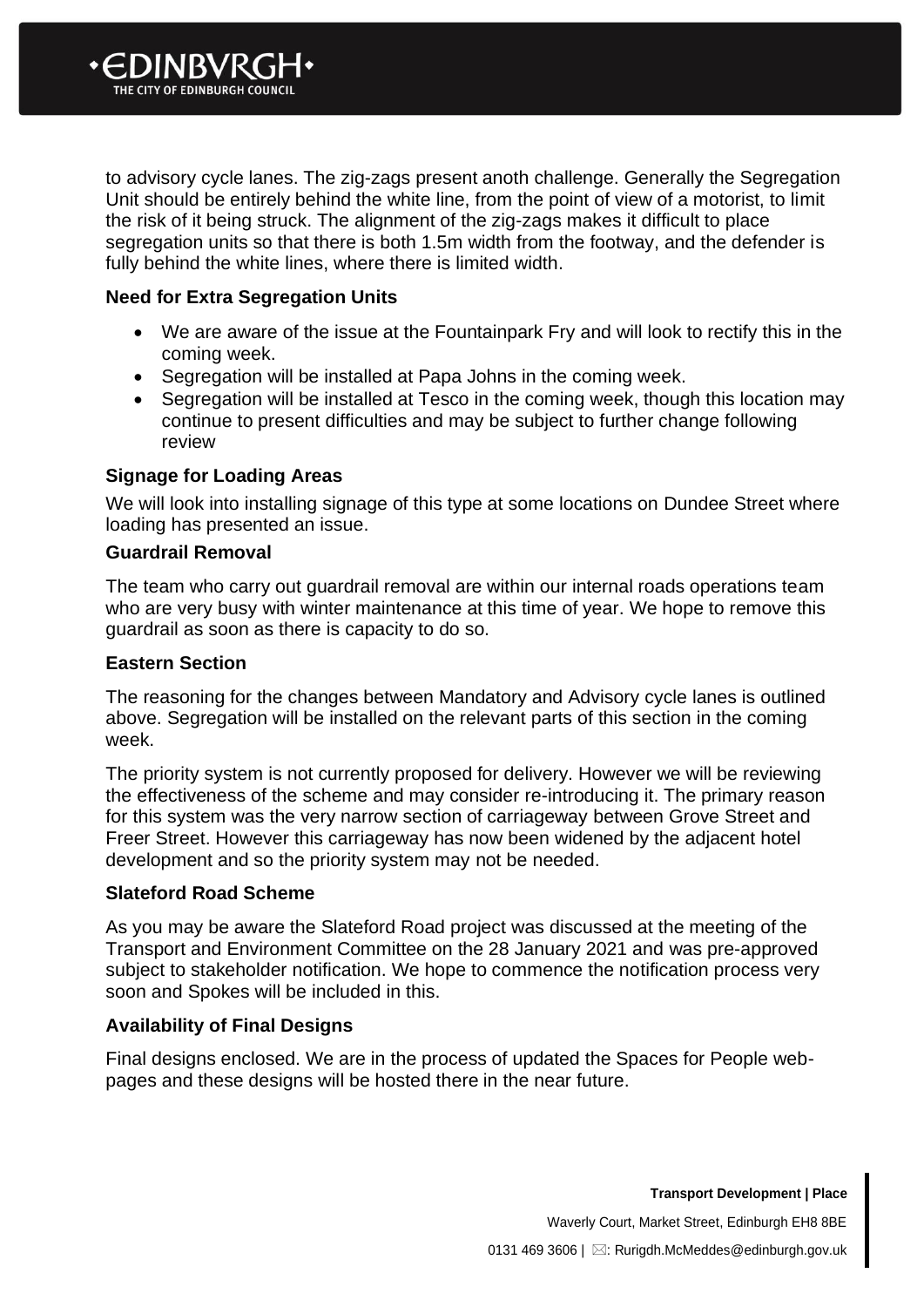to advisory cycle lanes. The zig-zags present anoth challenge. Generally the Segregation Unit should be entirely behind the white line, from the point of view of a motorist, to limit the risk of it being struck. The alignment of the zig-zags makes it difficult to place segregation units so that there is both 1.5m width from the footway, and the defender is fully behind the white lines, where there is limited width.

**Need for Extra Segregation Units**

- We are aware of the issue at the Fountainpark Fry and will look to rectify this in the coming week.
- Segregation will be installed at Papa Johns in the coming week.
- Segregation will be installed at Tesco in the coming week, though this location may continue to present difficulties and may be subject to further change following review

**Signage for Loading Areas**

We will look into installing signage of this type at some locations on Dundee Street where loading has presented an issue.

**Guardrail Removal**

The team who carry out guardrail removal are within our internal roads operations team who are very busy with winter maintenance at this time of year. We hope to remove this guardrail as soon as there is capacity to do so.

**Eastern Section**

The reasoning for the changes between Mandatory and Advisory cycle lanes is outlined above. Segregation will be installed on the relevant parts of this section in the coming week.

The priority system is not currently proposed for delivery. However we will be reviewing the effectiveness of the scheme and may consider re-introducing it. The primary reason for this system was the very narrow section of carriageway between Grove Street and Freer Street. However this carriageway has now been widened by the adjacent hotel development and so the priority system may not be needed.

**Slateford Road Scheme**

As you may be aware the Slateford Road project was discussed at the meeting of the Transport and Environment Committee on the 28 January 2021 and was pre-approved subject to stakeholder notification. We hope to commence the notification process very soon and Spokes will be included in this.

**Availability of Final Designs**

Final designs enclosed. We are in the process of updated the Spaces for People web-pages and these designs will be hosted there in the near future.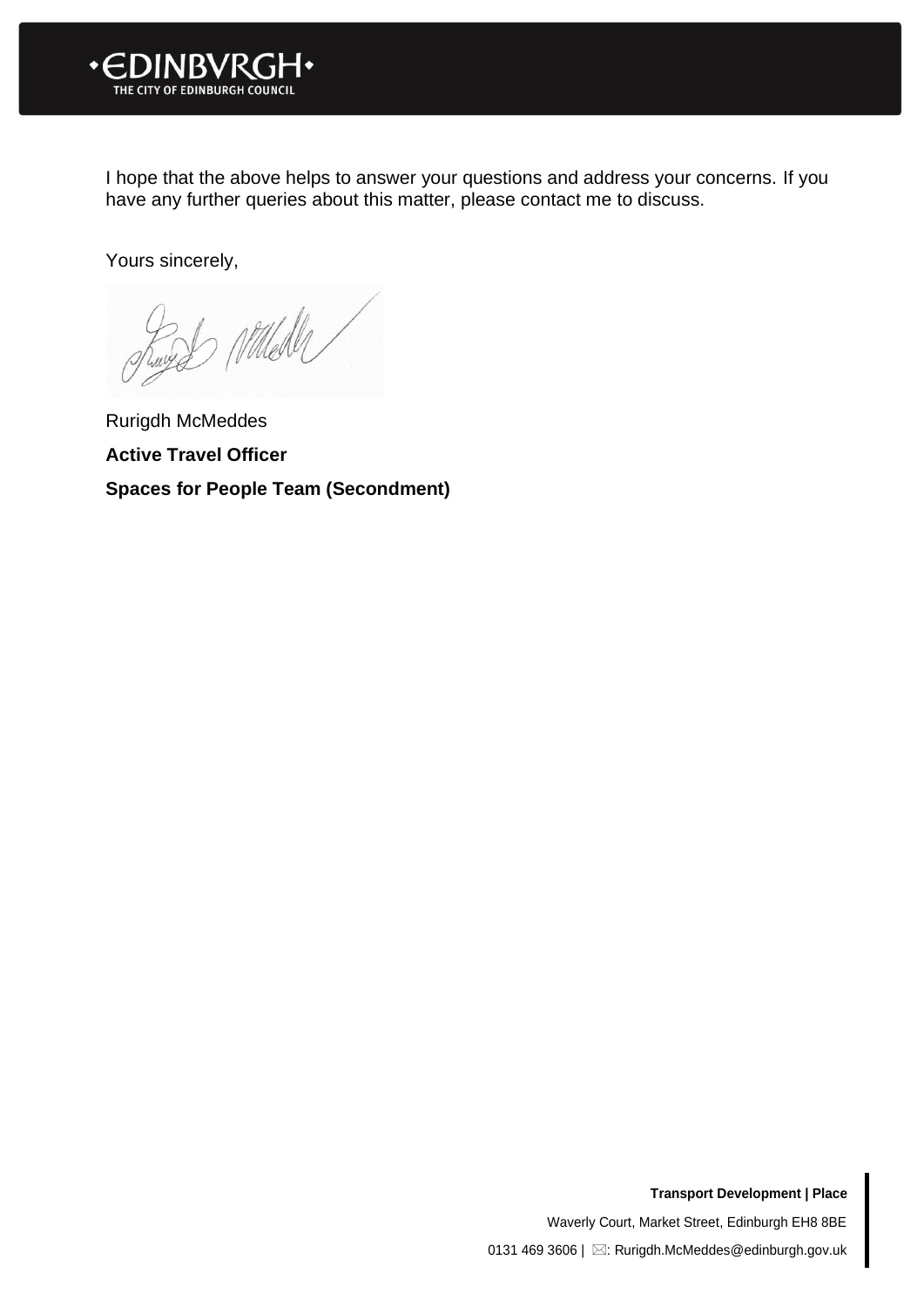I hope that the above helps to answer your questions and address your concerns. If you have any further queries about this matter, please contact me to discuss.

Yours sincerely,

Rurigdh McMeddes

**Active Travel Officer**

**Spaces for People Team (Secondment)**

**Transport Development | Place**

Waverly Court, Market Street, Edinburgh EH8 8BE

0131 469 3606 | ✉: Rurigdh.McMeddes@edinburgh.gov.uk